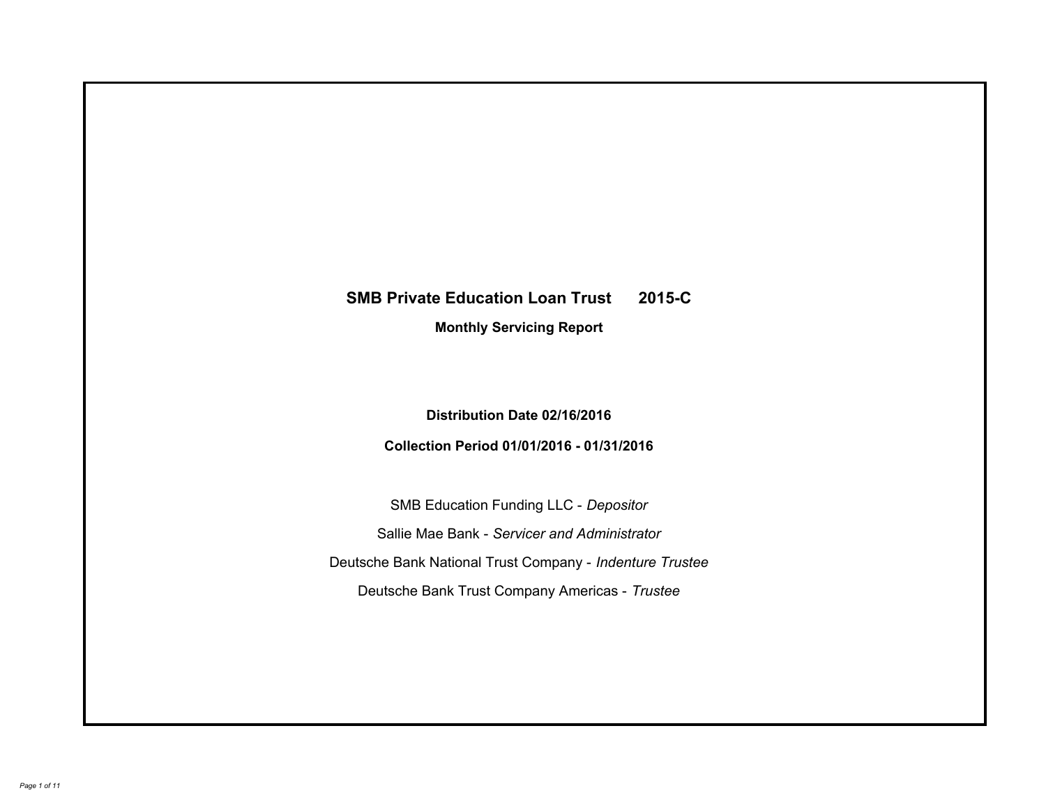# SMB Private Education Loan Trust 2015-C

## Monthly Servicing Report

**Distribution Date 02/16/2016**

**Collection Period 01/01/2016 - 01/31/2016**

SMB Education Funding LLC - *Depositor*

Sallie Mae Bank - *Servicer and Administrator*

Deutsche Bank National Trust Company - *Indenture Trustee*

Deutsche Bank Trust Company Americas - *Trustee*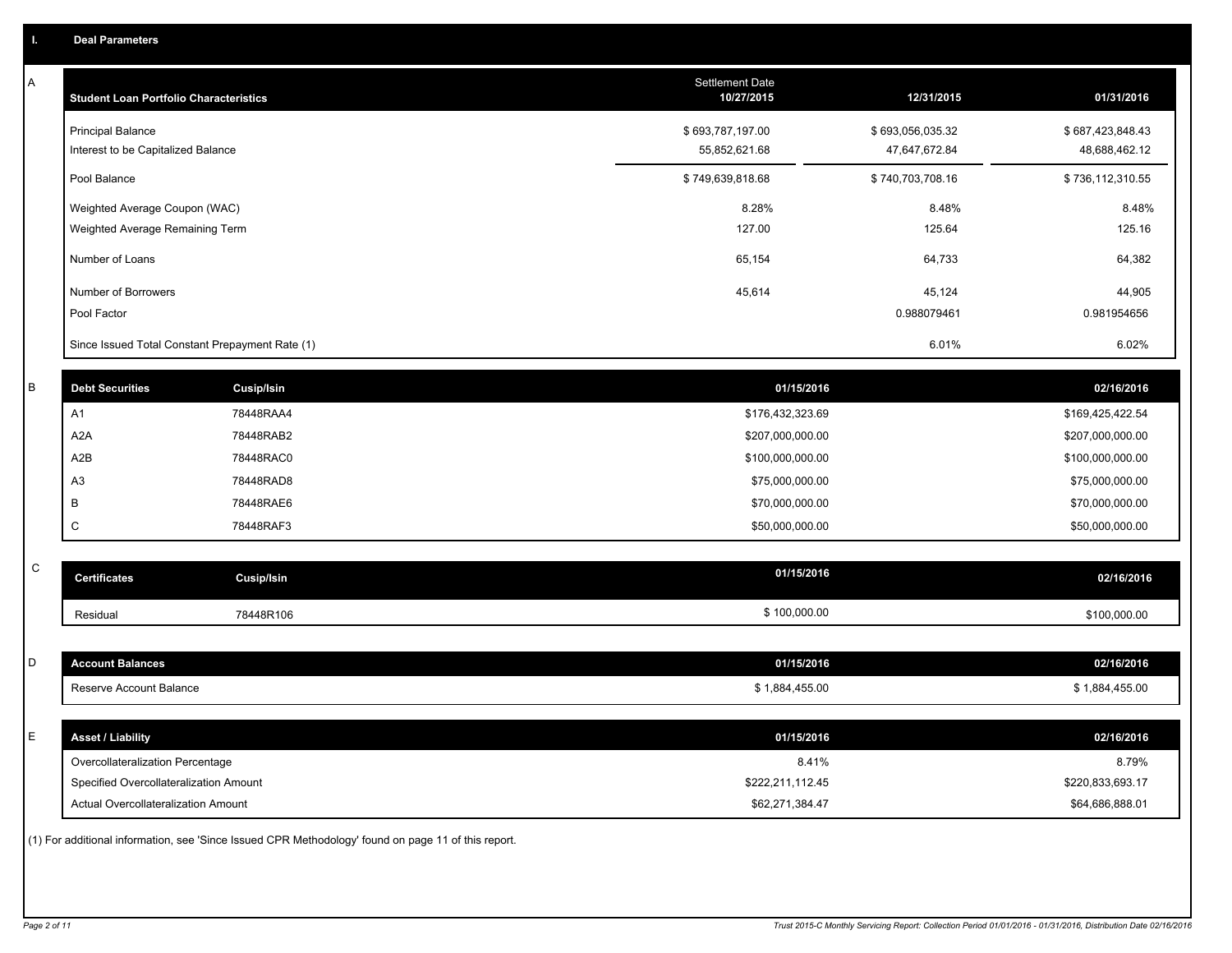## I. Deal Parameters

### A

| Student Loan Portfolio Characteristics | Settlement Date 10/27/2015 | 12/31/2015 | 01/31/2016 |
|---|---|---|---|
| Principal Balance | $ 693,787,197.00 | $ 693,056,035.32 | $ 687,423,848.43 |
| Interest to be Capitalized Balance | 55,852,621.68 | 47,647,672.84 | 48,688,462.12 |
| Pool Balance | $ 749,639,818.68 | $ 740,703,708.16 | $ 736,112,310.55 |
| Weighted Average Coupon (WAC) | 8.28% | 8.48% | 8.48% |
| Weighted Average Remaining Term | 127.00 | 125.64 | 125.16 |
| Number of Loans | 65,154 | 64,733 | 64,382 |
| Number of Borrowers | 45,614 | 45,124 | 44,905 |
| Pool Factor | | 0.988079461 | 0.981954656 |
| Since Issued Total Constant Prepayment Rate (1) | | 6.01% | 6.02% |

### B

| Debt Securities | Cusip/Isin | 01/15/2016 | 02/16/2016 |
|---|---|---|---|
| A1 | 78448RAA4 | $176,432,323.69 | $169,425,422.54 |
| A2A | 78448RAB2 | $207,000,000.00 | $207,000,000.00 |
| A2B | 78448RAC0 | $100,000,000.00 | $100,000,000.00 |
| A3 | 78448RAD8 | $75,000,000.00 | $75,000,000.00 |
| B | 78448RAE6 | $70,000,000.00 | $70,000,000.00 |
| C | 78448RAF3 | $50,000,000.00 | $50,000,000.00 |

### C

| Certificates | Cusip/Isin | 01/15/2016 | 02/16/2016 |
|---|---|---|---|
| Residual | 78448R106 | $ 100,000.00 | $100,000.00 |

### D

| Account Balances | 01/15/2016 | 02/16/2016 |
|---|---|---|
| Reserve Account Balance | $ 1,884,455.00 | $ 1,884,455.00 |

### E

| Asset / Liability | 01/15/2016 | 02/16/2016 |
|---|---|---|
| Overcollateralization Percentage | 8.41% | 8.79% |
| Specified Overcollateralization Amount | $222,211,112.45 | $220,833,693.17 |
| Actual Overcollateralization Amount | $62,271,384.47 | $64,686,888.01 |

(1) For additional information, see 'Since Issued CPR Methodology' found on page 11 of this report.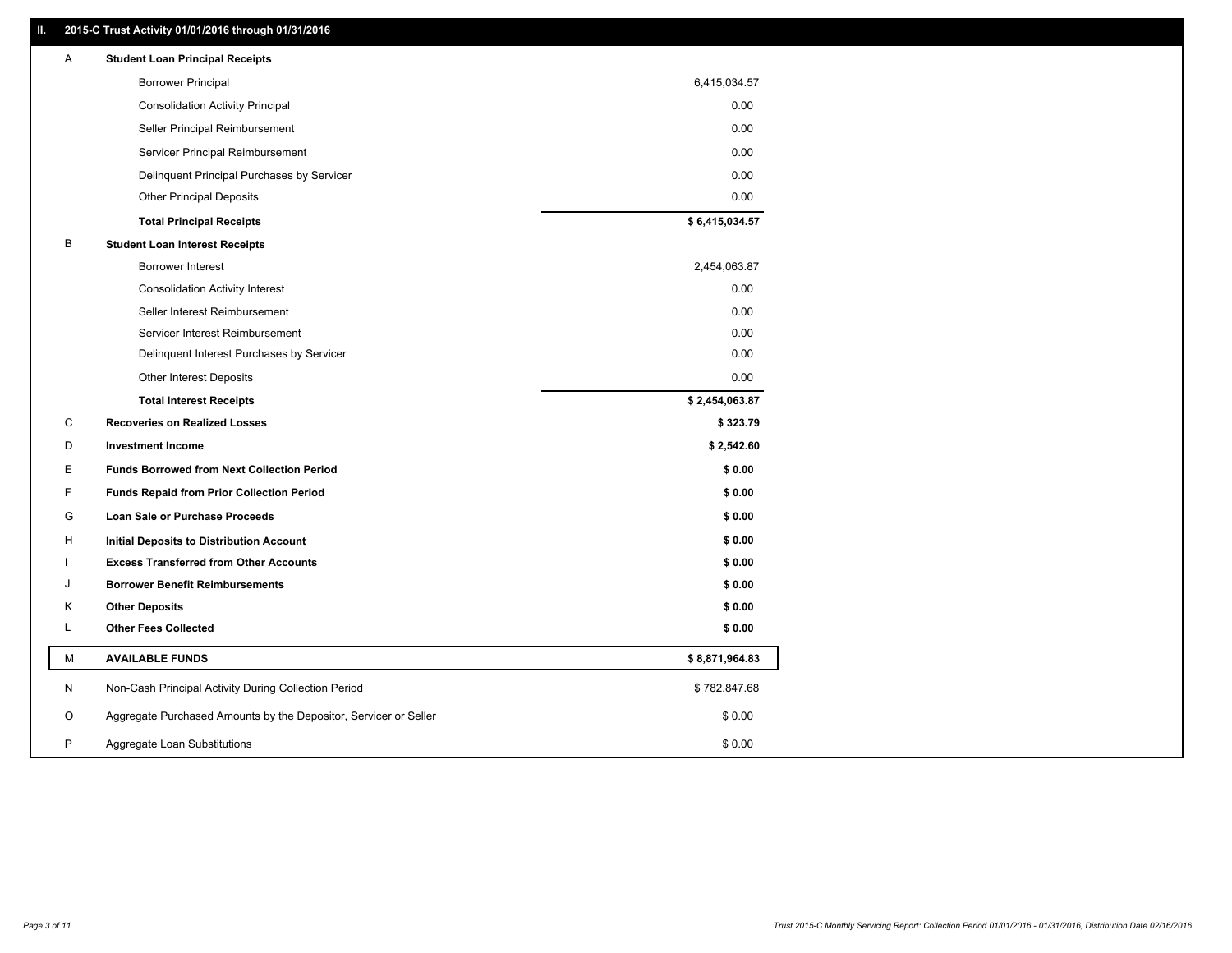## II. 2015-C Trust Activity 01/01/2016 through 01/31/2016

| | | |
|---|---|---|
| A | **Student Loan Principal Receipts** | |
| | Borrower Principal | 6,415,034.57 |
| | Consolidation Activity Principal | 0.00 |
| | Seller Principal Reimbursement | 0.00 |
| | Servicer Principal Reimbursement | 0.00 |
| | Delinquent Principal Purchases by Servicer | 0.00 |
| | Other Principal Deposits | 0.00 |
| | **Total Principal Receipts** | **$ 6,415,034.57** |
| B | **Student Loan Interest Receipts** | |
| | Borrower Interest | 2,454,063.87 |
| | Consolidation Activity Interest | 0.00 |
| | Seller Interest Reimbursement | 0.00 |
| | Servicer Interest Reimbursement | 0.00 |
| | Delinquent Interest Purchases by Servicer | 0.00 |
| | Other Interest Deposits | 0.00 |
| | **Total Interest Receipts** | **$ 2,454,063.87** |
| C | **Recoveries on Realized Losses** | **$ 323.79** |
| D | **Investment Income** | **$ 2,542.60** |
| E | **Funds Borrowed from Next Collection Period** | **$ 0.00** |
| F | **Funds Repaid from Prior Collection Period** | **$ 0.00** |
| G | **Loan Sale or Purchase Proceeds** | **$ 0.00** |
| H | **Initial Deposits to Distribution Account** | **$ 0.00** |
| I | **Excess Transferred from Other Accounts** | **$ 0.00** |
| J | **Borrower Benefit Reimbursements** | **$ 0.00** |
| K | **Other Deposits** | **$ 0.00** |
| L | **Other Fees Collected** | **$ 0.00** |
| M | **AVAILABLE FUNDS** | **$ 8,871,964.83** |
| N | Non-Cash Principal Activity During Collection Period | $ 782,847.68 |
| O | Aggregate Purchased Amounts by the Depositor, Servicer or Seller | $ 0.00 |
| P | Aggregate Loan Substitutions | $ 0.00 |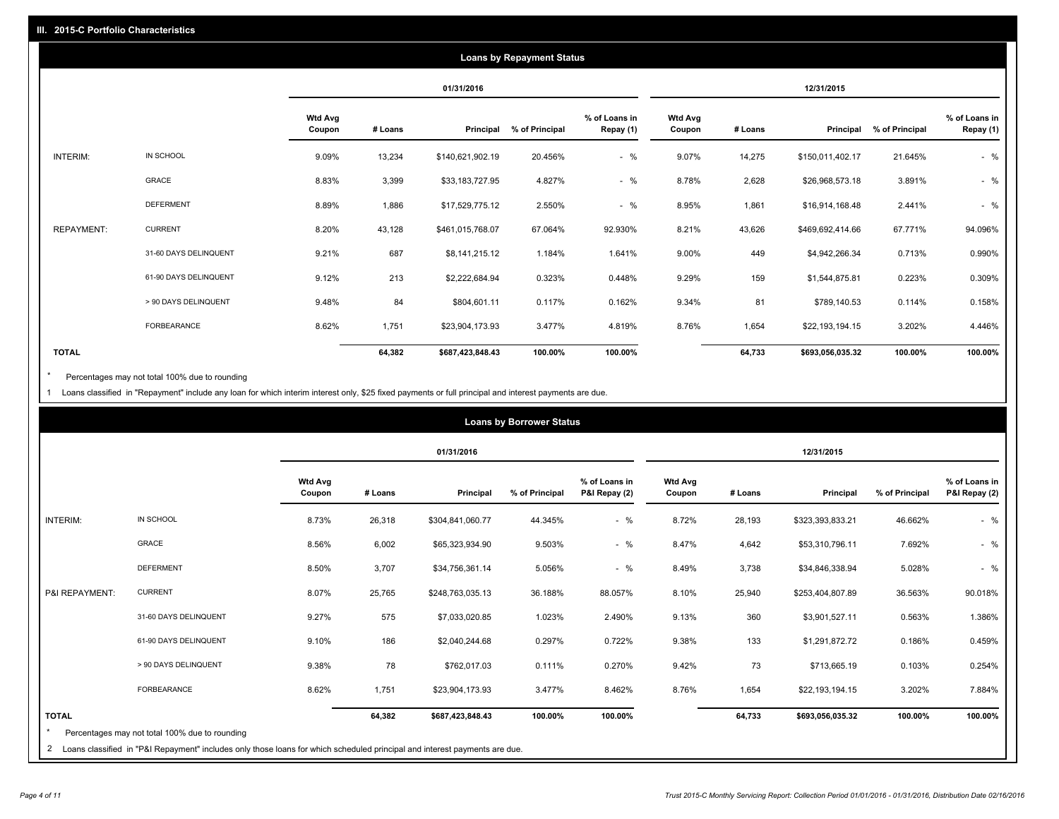## III. 2015-C Portfolio Characteristics

### Loans by Repayment Status

| | | 01/31/2016 | | | | | 12/31/2015 | | | | |
|---|---|---|---|---|---|---|---|---|---|---|---|
| | | Wtd Avg Coupon | # Loans | Principal | % of Principal | % of Loans in Repay (1) | Wtd Avg Coupon | # Loans | Principal | % of Principal | % of Loans in Repay (1) |
| INTERIM: | IN SCHOOL | 9.09% | 13,234 | $140,621,902.19 | 20.456% | - % | 9.07% | 14,275 | $150,011,402.17 | 21.645% | - % |
| | GRACE | 8.83% | 3,399 | $33,183,727.95 | 4.827% | - % | 8.78% | 2,628 | $26,968,573.18 | 3.891% | - % |
| | DEFERMENT | 8.89% | 1,886 | $17,529,775.12 | 2.550% | - % | 8.95% | 1,861 | $16,914,168.48 | 2.441% | - % |
| REPAYMENT: | CURRENT | 8.20% | 43,128 | $461,015,768.07 | 67.064% | 92.930% | 8.21% | 43,626 | $469,692,414.66 | 67.771% | 94.096% |
| | 31-60 DAYS DELINQUENT | 9.21% | 687 | $8,141,215.12 | 1.184% | 1.641% | 9.00% | 449 | $4,942,266.34 | 0.713% | 0.990% |
| | 61-90 DAYS DELINQUENT | 9.12% | 213 | $2,222,684.94 | 0.323% | 0.448% | 9.29% | 159 | $1,544,875.81 | 0.223% | 0.309% |
| | > 90 DAYS DELINQUENT | 9.48% | 84 | $804,601.11 | 0.117% | 0.162% | 9.34% | 81 | $789,140.53 | 0.114% | 0.158% |
| | FORBEARANCE | 8.62% | 1,751 | $23,904,173.93 | 3.477% | 4.819% | 8.76% | 1,654 | $22,193,194.15 | 3.202% | 4.446% |
| **TOTAL** | | | **64,382** | **$687,423,848.43** | **100.00%** | **100.00%** | | **64,733** | **$693,056,035.32** | **100.00%** | **100.00%** |

\* Percentages may not total 100% due to rounding

1 Loans classified in "Repayment" include any loan for which interim interest only, $25 fixed payments or full principal and interest payments are due.

### Loans by Borrower Status

| | | 01/31/2016 | | | | | 12/31/2015 | | | | |
|---|---|---|---|---|---|---|---|---|---|---|---|
| | | Wtd Avg Coupon | # Loans | Principal | % of Principal | % of Loans in P&I Repay (2) | Wtd Avg Coupon | # Loans | Principal | % of Principal | % of Loans in P&I Repay (2) |
| INTERIM: | IN SCHOOL | 8.73% | 26,318 | $304,841,060.77 | 44.345% | - % | 8.72% | 28,193 | $323,393,833.21 | 46.662% | - % |
| | GRACE | 8.56% | 6,002 | $65,323,934.90 | 9.503% | - % | 8.47% | 4,642 | $53,310,796.11 | 7.692% | - % |
| | DEFERMENT | 8.50% | 3,707 | $34,756,361.14 | 5.056% | - % | 8.49% | 3,738 | $34,846,338.94 | 5.028% | - % |
| P&I REPAYMENT: | CURRENT | 8.07% | 25,765 | $248,763,035.13 | 36.188% | 88.057% | 8.10% | 25,940 | $253,404,807.89 | 36.563% | 90.018% |
| | 31-60 DAYS DELINQUENT | 9.27% | 575 | $7,033,020.85 | 1.023% | 2.490% | 9.13% | 360 | $3,901,527.11 | 0.563% | 1.386% |
| | 61-90 DAYS DELINQUENT | 9.10% | 186 | $2,040,244.68 | 0.297% | 0.722% | 9.38% | 133 | $1,291,872.72 | 0.186% | 0.459% |
| | > 90 DAYS DELINQUENT | 9.38% | 78 | $762,017.03 | 0.111% | 0.270% | 9.42% | 73 | $713,665.19 | 0.103% | 0.254% |
| | FORBEARANCE | 8.62% | 1,751 | $23,904,173.93 | 3.477% | 8.462% | 8.76% | 1,654 | $22,193,194.15 | 3.202% | 7.884% |
| **TOTAL** | | | **64,382** | **$687,423,848.43** | **100.00%** | **100.00%** | | **64,733** | **$693,056,035.32** | **100.00%** | **100.00%** |

\* Percentages may not total 100% due to rounding

2 Loans classified in "P&I Repayment" includes only those loans for which scheduled principal and interest payments are due.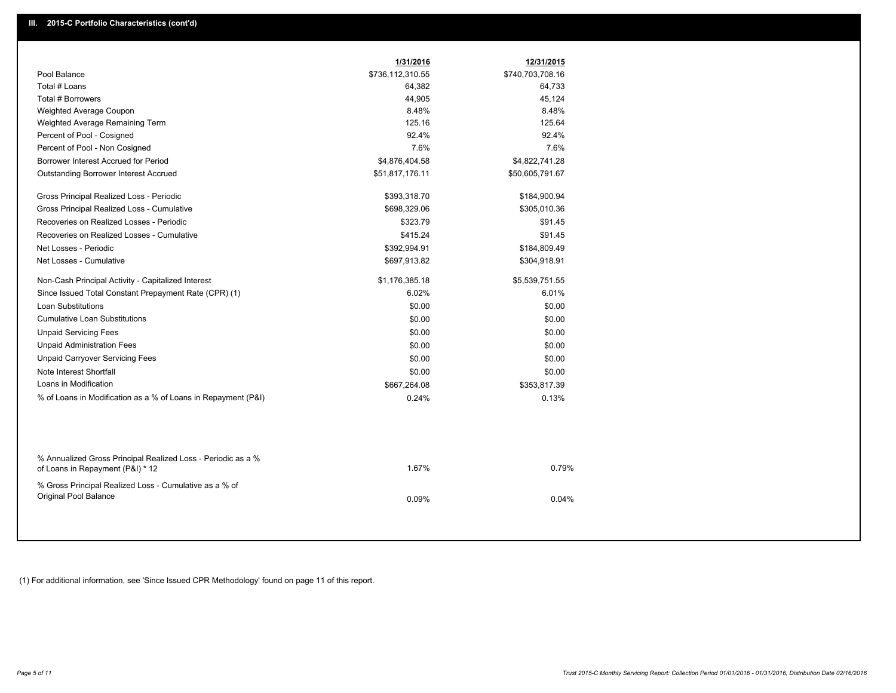## III. 2015-C Portfolio Characteristics (cont'd)

| | 1/31/2016 | 12/31/2015 |
|---|---|---|
| Pool Balance | $736,112,310.55 | $740,703,708.16 |
| Total # Loans | 64,382 | 64,733 |
| Total # Borrowers | 44,905 | 45,124 |
| Weighted Average Coupon | 8.48% | 8.48% |
| Weighted Average Remaining Term | 125.16 | 125.64 |
| Percent of Pool - Cosigned | 92.4% | 92.4% |
| Percent of Pool - Non Cosigned | 7.6% | 7.6% |
| Borrower Interest Accrued for Period | $4,876,404.58 | $4,822,741.28 |
| Outstanding Borrower Interest Accrued | $51,817,176.11 | $50,605,791.67 |
| Gross Principal Realized Loss - Periodic | $393,318.70 | $184,900.94 |
| Gross Principal Realized Loss - Cumulative | $698,329.06 | $305,010.36 |
| Recoveries on Realized Losses - Periodic | $323.79 | $91.45 |
| Recoveries on Realized Losses - Cumulative | $415.24 | $91.45 |
| Net Losses - Periodic | $392,994.91 | $184,809.49 |
| Net Losses - Cumulative | $697,913.82 | $304,918.91 |
| Non-Cash Principal Activity - Capitalized Interest | $1,176,385.18 | $5,539,751.55 |
| Since Issued Total Constant Prepayment Rate (CPR) (1) | 6.02% | 6.01% |
| Loan Substitutions | $0.00 | $0.00 |
| Cumulative Loan Substitutions | $0.00 | $0.00 |
| Unpaid Servicing Fees | $0.00 | $0.00 |
| Unpaid Administration Fees | $0.00 | $0.00 |
| Unpaid Carryover Servicing Fees | $0.00 | $0.00 |
| Note Interest Shortfall | $0.00 | $0.00 |
| Loans in Modification | $667,264.08 | $353,817.39 |
| % of Loans in Modification as a % of Loans in Repayment (P&I) | 0.24% | 0.13% |
| % Annualized Gross Principal Realized Loss - Periodic as a % of Loans in Repayment (P&I) * 12 | 1.67% | 0.79% |
| % Gross Principal Realized Loss - Cumulative as a % of Original Pool Balance | 0.09% | 0.04% |

(1) For additional information, see 'Since Issued CPR Methodology' found on page 11 of this report.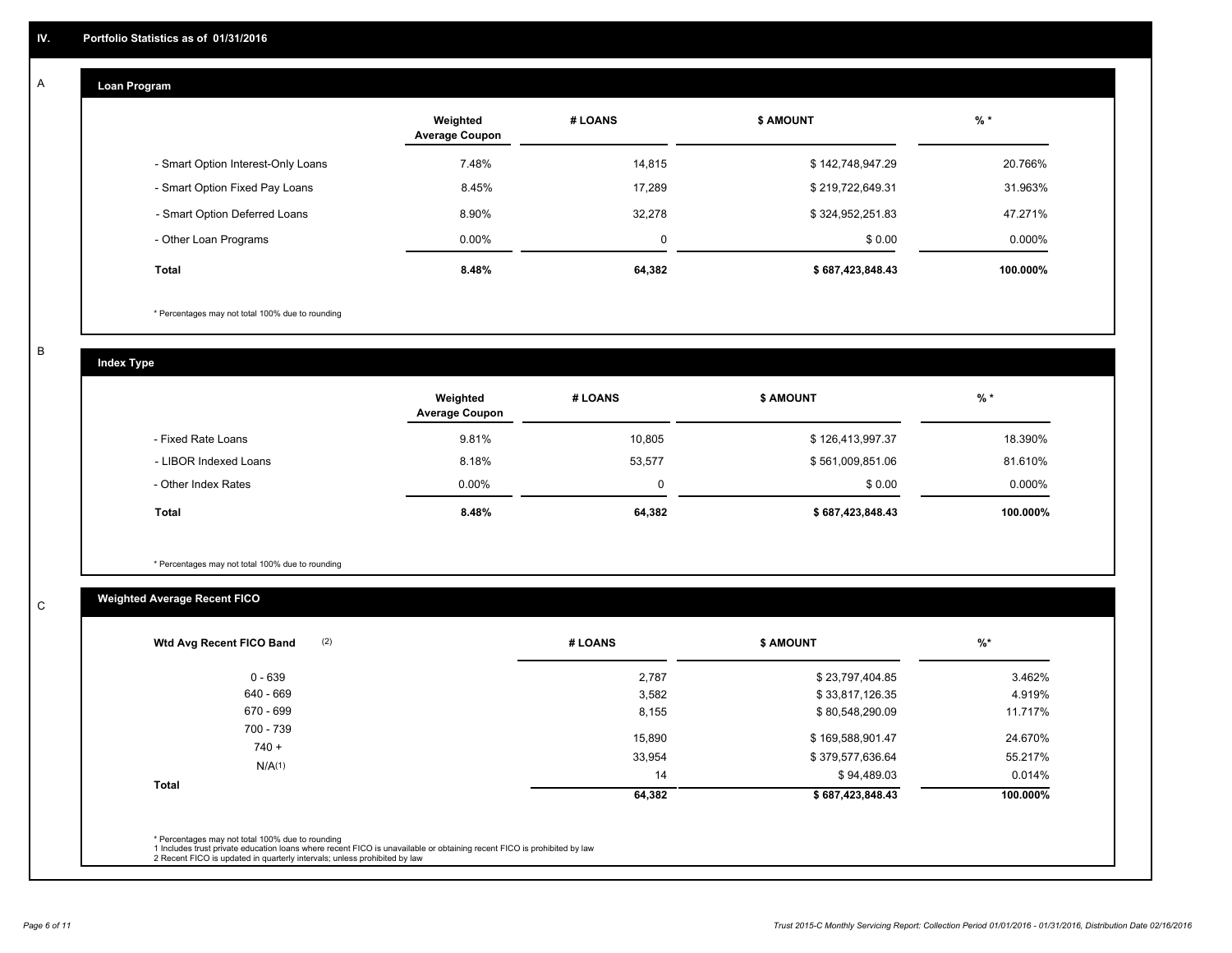## IV. Portfolio Statistics as of 01/31/2016

### A Loan Program

| | Weighted Average Coupon | # LOANS | $ AMOUNT | % * |
|---|---|---|---|---|
| - Smart Option Interest-Only Loans | 7.48% | 14,815 | $ 142,748,947.29 | 20.766% |
| - Smart Option Fixed Pay Loans | 8.45% | 17,289 | $ 219,722,649.31 | 31.963% |
| - Smart Option Deferred Loans | 8.90% | 32,278 | $ 324,952,251.83 | 47.271% |
| - Other Loan Programs | 0.00% | 0 | $ 0.00 | 0.000% |
| **Total** | **8.48%** | **64,382** | **$ 687,423,848.43** | **100.000%** |

* Percentages may not total 100% due to rounding

### B Index Type

| | Weighted Average Coupon | # LOANS | $ AMOUNT | % * |
|---|---|---|---|---|
| - Fixed Rate Loans | 9.81% | 10,805 | $ 126,413,997.37 | 18.390% |
| - LIBOR Indexed Loans | 8.18% | 53,577 | $ 561,009,851.06 | 81.610% |
| - Other Index Rates | 0.00% | 0 | $ 0.00 | 0.000% |
| **Total** | **8.48%** | **64,382** | **$ 687,423,848.43** | **100.000%** |

* Percentages may not total 100% due to rounding

### C Weighted Average Recent FICO

| Wtd Avg Recent FICO Band (2) | # LOANS | $ AMOUNT | %* |
|---|---|---|---|
| 0 - 639 | 2,787 | $ 23,797,404.85 | 3.462% |
| 640 - 669 | 3,582 | $ 33,817,126.35 | 4.919% |
| 670 - 699 | 8,155 | $ 80,548,290.09 | 11.717% |
| 700 - 739 | 15,890 | $ 169,588,901.47 | 24.670% |
| 740 + | 33,954 | $ 379,577,636.64 | 55.217% |
| N/A(1) | 14 | $ 94,489.03 | 0.014% |
| **Total** | **64,382** | **$ 687,423,848.43** | **100.000%** |

* Percentages may not total 100% due to rounding
1 Includes trust private education loans where recent FICO is unavailable or obtaining recent FICO is prohibited by law
2 Recent FICO is updated in quarterly intervals; unless prohibited by law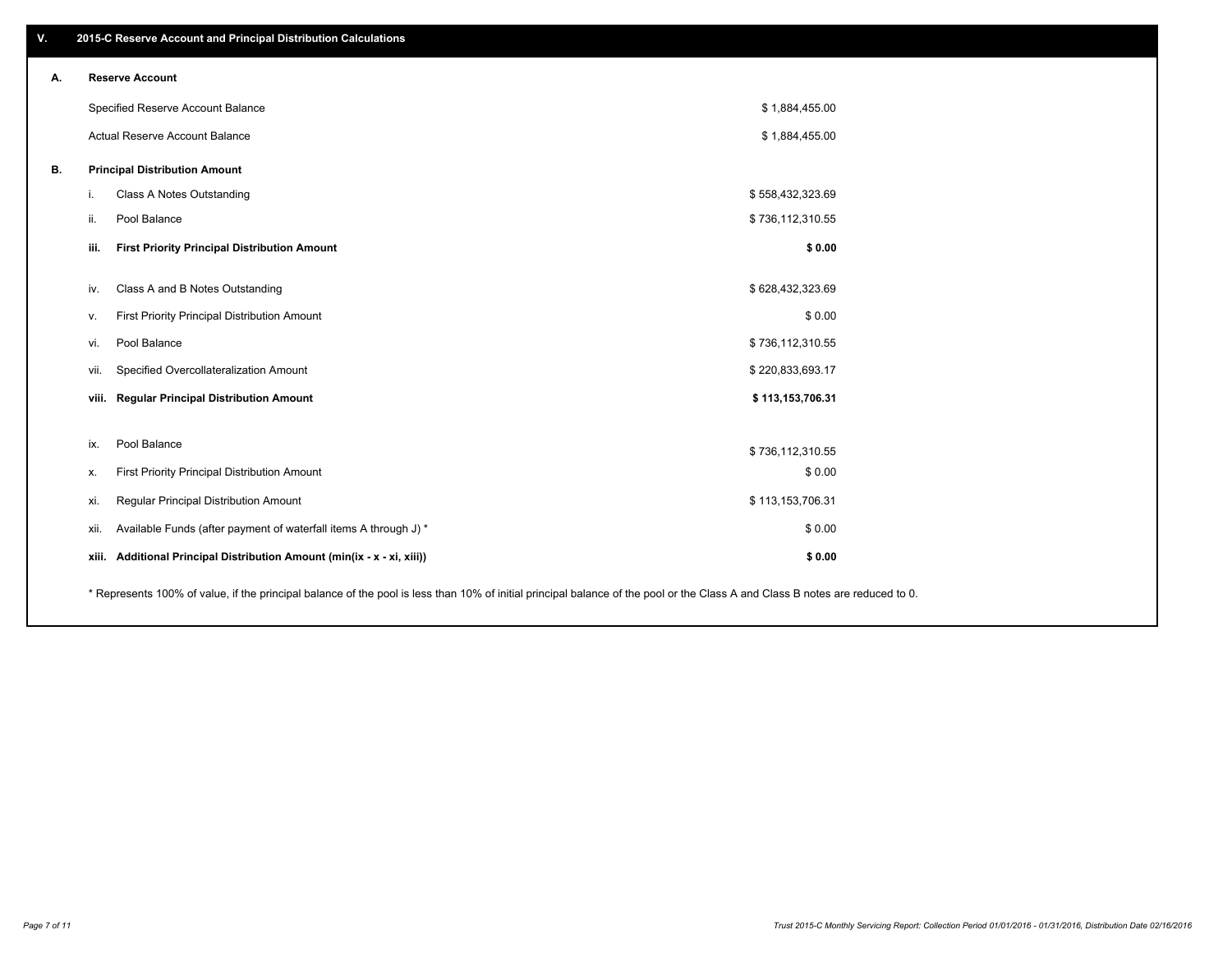## V. 2015-C Reserve Account and Principal Distribution Calculations

### A. Reserve Account

| | |
|---|---|
| Specified Reserve Account Balance | $ 1,884,455.00 |
| Actual Reserve Account Balance | $ 1,884,455.00 |

### B. Principal Distribution Amount

| | | |
|---|---|---|
| i. | Class A Notes Outstanding | $ 558,432,323.69 |
| ii. | Pool Balance | $ 736,112,310.55 |
| **iii.** | **First Priority Principal Distribution Amount** | **$ 0.00** |
| iv. | Class A and B Notes Outstanding | $ 628,432,323.69 |
| v. | First Priority Principal Distribution Amount | $ 0.00 |
| vi. | Pool Balance | $ 736,112,310.55 |
| vii. | Specified Overcollateralization Amount | $ 220,833,693.17 |
| **viii.** | **Regular Principal Distribution Amount** | **$ 113,153,706.31** |
| ix. | Pool Balance | $ 736,112,310.55 |
| x. | First Priority Principal Distribution Amount | $ 0.00 |
| xi. | Regular Principal Distribution Amount | $ 113,153,706.31 |
| xii. | Available Funds (after payment of waterfall items A through J) * | $ 0.00 |
| **xiii.** | **Additional Principal Distribution Amount (min(ix - x - xi, xiii))** | **$ 0.00** |

* Represents 100% of value, if the principal balance of the pool is less than 10% of initial principal balance of the pool or the Class A and Class B notes are reduced to 0.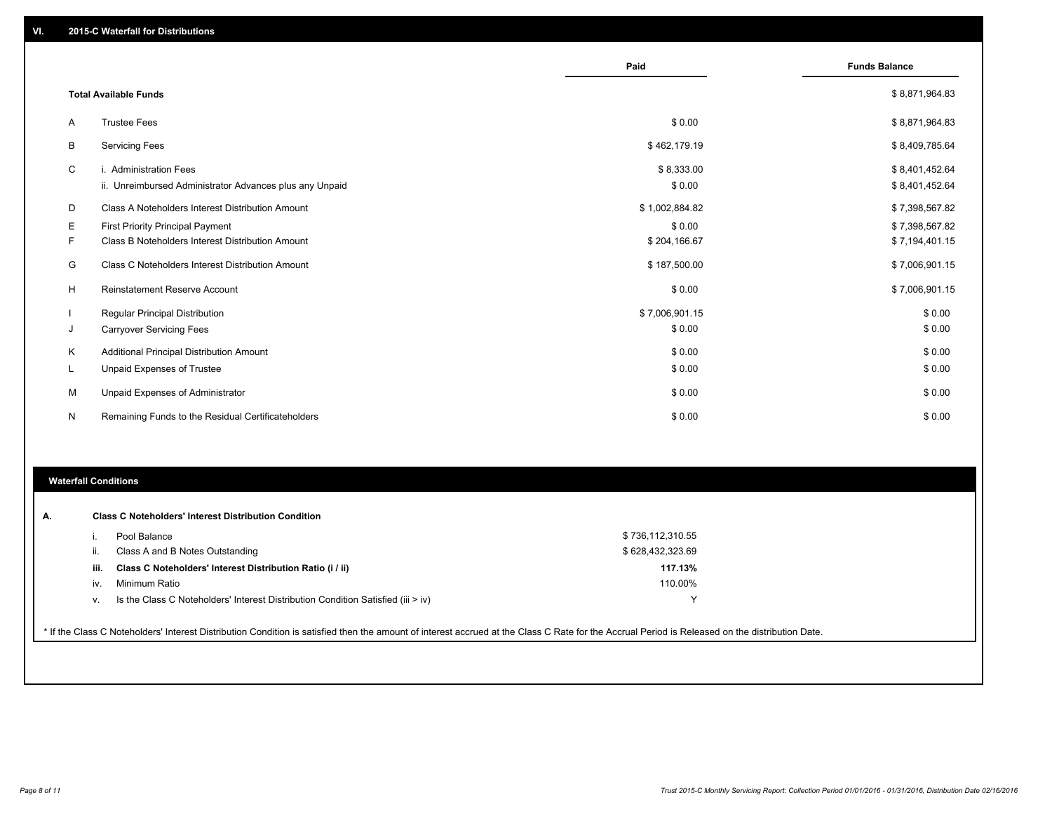## VI. 2015-C Waterfall for Distributions

| | | Paid | Funds Balance |
|---|---|---|---|
| | **Total Available Funds** | | $ 8,871,964.83 |
| A | Trustee Fees | $ 0.00 | $ 8,871,964.83 |
| B | Servicing Fees | $ 462,179.19 | $ 8,409,785.64 |
| C | i. Administration Fees | $ 8,333.00 | $ 8,401,452.64 |
| | ii. Unreimbursed Administrator Advances plus any Unpaid | $ 0.00 | $ 8,401,452.64 |
| D | Class A Noteholders Interest Distribution Amount | $ 1,002,884.82 | $ 7,398,567.82 |
| E | First Priority Principal Payment | $ 0.00 | $ 7,398,567.82 |
| F | Class B Noteholders Interest Distribution Amount | $ 204,166.67 | $ 7,194,401.15 |
| G | Class C Noteholders Interest Distribution Amount | $ 187,500.00 | $ 7,006,901.15 |
| H | Reinstatement Reserve Account | $ 0.00 | $ 7,006,901.15 |
| I | Regular Principal Distribution | $ 7,006,901.15 | $ 0.00 |
| J | Carryover Servicing Fees | $ 0.00 | $ 0.00 |
| K | Additional Principal Distribution Amount | $ 0.00 | $ 0.00 |
| L | Unpaid Expenses of Trustee | $ 0.00 | $ 0.00 |
| M | Unpaid Expenses of Administrator | $ 0.00 | $ 0.00 |
| N | Remaining Funds to the Residual Certificateholders | $ 0.00 | $ 0.00 |

## Waterfall Conditions

**A. Class C Noteholders' Interest Distribution Condition**

| | | |
|---|---|---|
| i. | Pool Balance | $ 736,112,310.55 |
| ii. | Class A and B Notes Outstanding | $ 628,432,323.69 |
| **iii.** | **Class C Noteholders' Interest Distribution Ratio (i / ii)** | **117.13%** |
| iv. | Minimum Ratio | 110.00% |
| v. | Is the Class C Noteholders' Interest Distribution Condition Satisfied (iii > iv) | Y |

* If the Class C Noteholders' Interest Distribution Condition is satisfied then the amount of interest accrued at the Class C Rate for the Accrual Period is Released on the distribution Date.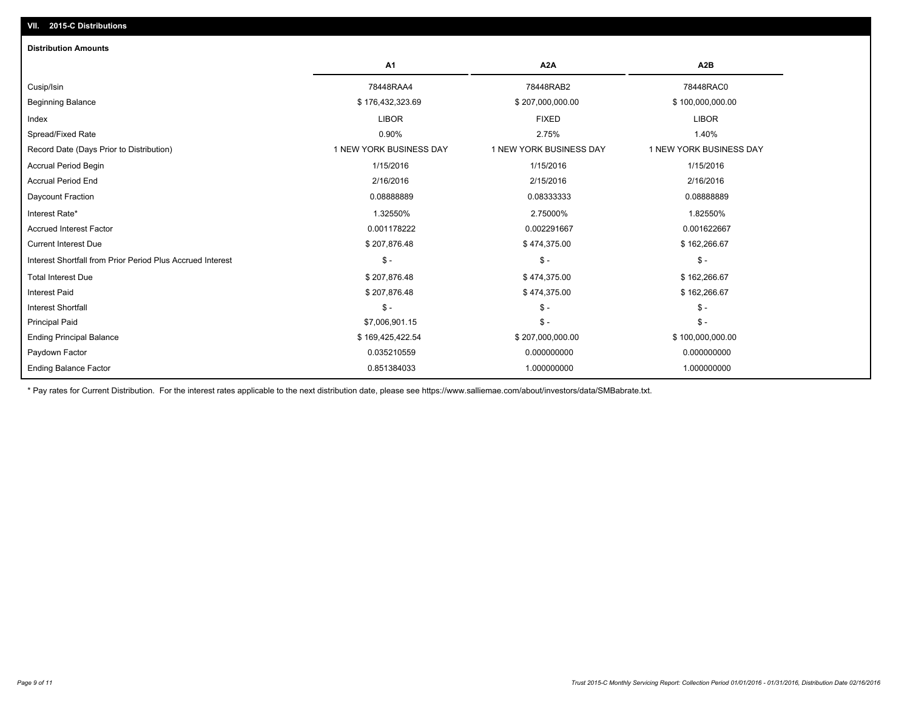## VII. 2015-C Distributions

### Distribution Amounts

| | A1 | A2A | A2B |
|---|---|---|---|
| Cusip/Isin | 78448RAA4 | 78448RAB2 | 78448RAC0 |
| Beginning Balance | $ 176,432,323.69 | $ 207,000,000.00 | $ 100,000,000.00 |
| Index | LIBOR | FIXED | LIBOR |
| Spread/Fixed Rate | 0.90% | 2.75% | 1.40% |
| Record Date (Days Prior to Distribution) | 1 NEW YORK BUSINESS DAY | 1 NEW YORK BUSINESS DAY | 1 NEW YORK BUSINESS DAY |
| Accrual Period Begin | 1/15/2016 | 1/15/2016 | 1/15/2016 |
| Accrual Period End | 2/16/2016 | 2/15/2016 | 2/16/2016 |
| Daycount Fraction | 0.08888889 | 0.08333333 | 0.08888889 |
| Interest Rate* | 1.32550% | 2.75000% | 1.82550% |
| Accrued Interest Factor | 0.001178222 | 0.002291667 | 0.001622667 |
| Current Interest Due | $ 207,876.48 | $ 474,375.00 | $ 162,266.67 |
| Interest Shortfall from Prior Period Plus Accrued Interest | $ - | $ - | $ - |
| Total Interest Due | $ 207,876.48 | $ 474,375.00 | $ 162,266.67 |
| Interest Paid | $ 207,876.48 | $ 474,375.00 | $ 162,266.67 |
| Interest Shortfall | $ - | $ - | $ - |
| Principal Paid | $7,006,901.15 | $ - | $ - |
| Ending Principal Balance | $ 169,425,422.54 | $ 207,000,000.00 | $ 100,000,000.00 |
| Paydown Factor | 0.035210559 | 0.000000000 | 0.000000000 |
| Ending Balance Factor | 0.851384033 | 1.000000000 | 1.000000000 |

* Pay rates for Current Distribution. For the interest rates applicable to the next distribution date, please see https://www.salliemae.com/about/investors/data/SMBabrate.txt.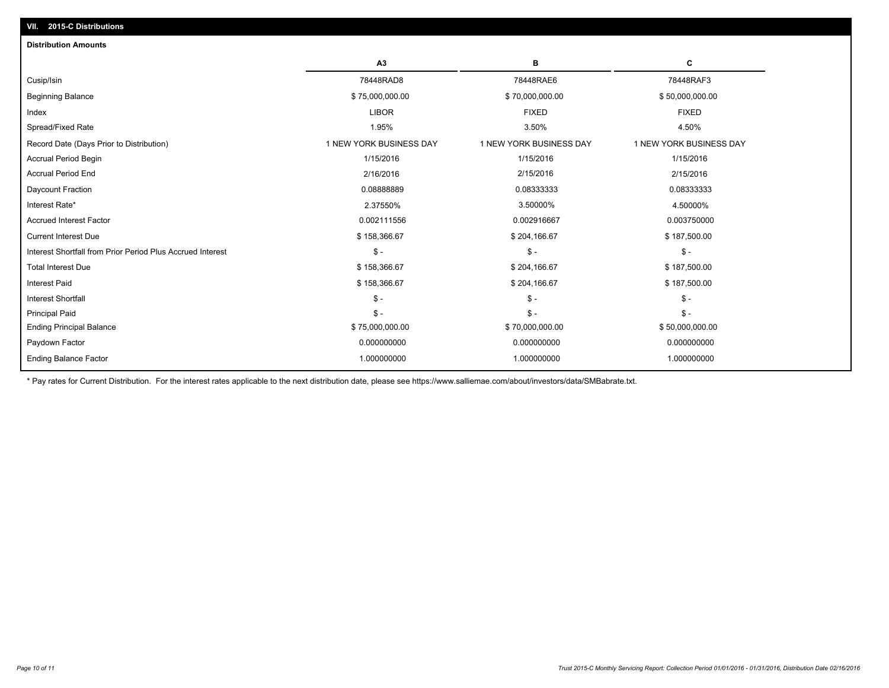## VII. 2015-C Distributions

### Distribution Amounts

| | A3 | B | C |
|---|---|---|---|
| Cusip/Isin | 78448RAD8 | 78448RAE6 | 78448RAF3 |
| Beginning Balance | $ 75,000,000.00 | $ 70,000,000.00 | $ 50,000,000.00 |
| Index | LIBOR | FIXED | FIXED |
| Spread/Fixed Rate | 1.95% | 3.50% | 4.50% |
| Record Date (Days Prior to Distribution) | 1 NEW YORK BUSINESS DAY | 1 NEW YORK BUSINESS DAY | 1 NEW YORK BUSINESS DAY |
| Accrual Period Begin | 1/15/2016 | 1/15/2016 | 1/15/2016 |
| Accrual Period End | 2/16/2016 | 2/15/2016 | 2/15/2016 |
| Daycount Fraction | 0.08888889 | 0.08333333 | 0.08333333 |
| Interest Rate* | 2.37550% | 3.50000% | 4.50000% |
| Accrued Interest Factor | 0.002111556 | 0.002916667 | 0.003750000 |
| Current Interest Due | $ 158,366.67 | $ 204,166.67 | $ 187,500.00 |
| Interest Shortfall from Prior Period Plus Accrued Interest | $ - | $ - | $ - |
| Total Interest Due | $ 158,366.67 | $ 204,166.67 | $ 187,500.00 |
| Interest Paid | $ 158,366.67 | $ 204,166.67 | $ 187,500.00 |
| Interest Shortfall | $ - | $ - | $ - |
| Principal Paid | $ - | $ - | $ - |
| Ending Principal Balance | $ 75,000,000.00 | $ 70,000,000.00 | $ 50,000,000.00 |
| Paydown Factor | 0.000000000 | 0.000000000 | 0.000000000 |
| Ending Balance Factor | 1.000000000 | 1.000000000 | 1.000000000 |

* Pay rates for Current Distribution. For the interest rates applicable to the next distribution date, please see https://www.salliemae.com/about/investors/data/SMBabrate.txt.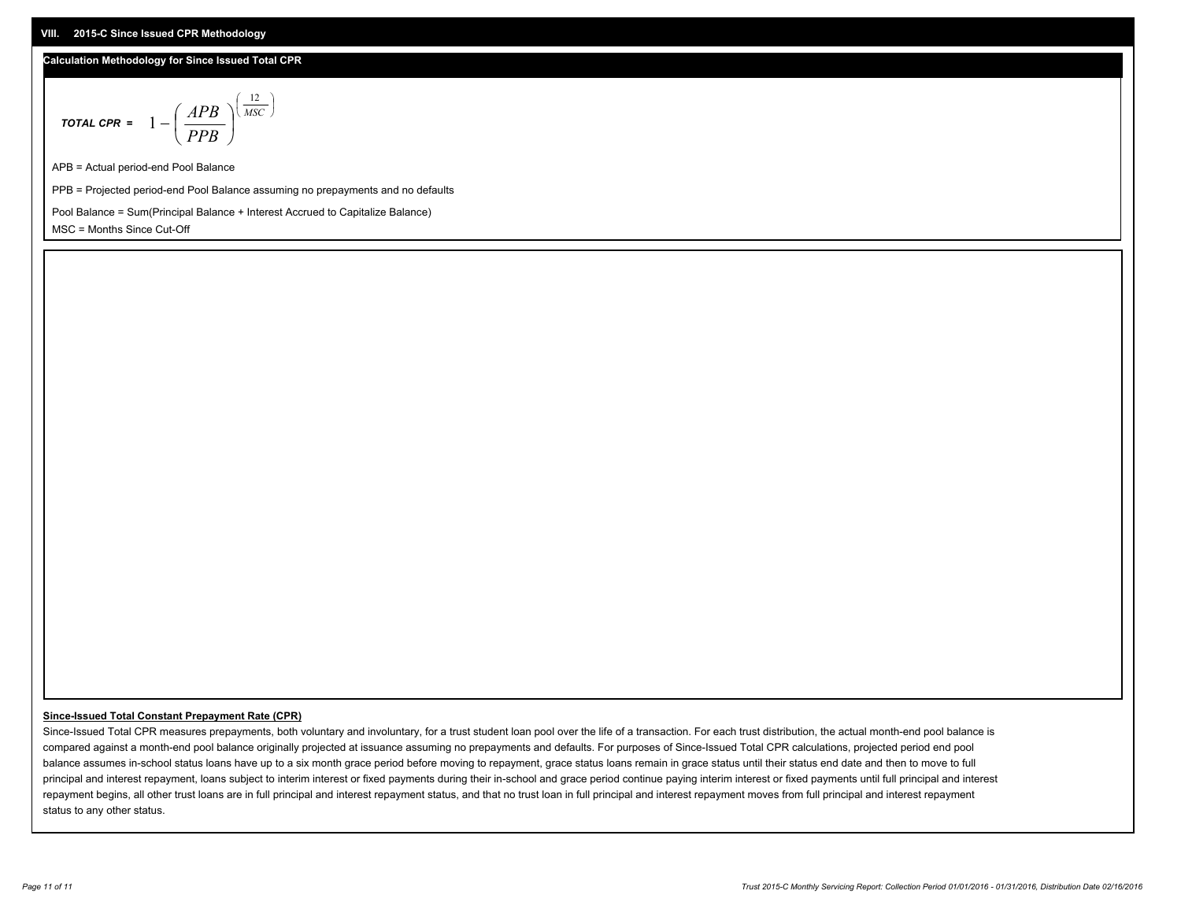## VIII. 2015-C Since Issued CPR Methodology

### Calculation Methodology for Since Issued Total CPR

***TOTAL CPR =*** $$1 - \left( \frac{APB}{PPB} \right)^{\left( \frac{12}{MSC} \right)}$$

APB = Actual period-end Pool Balance

PPB = Projected period-end Pool Balance assuming no prepayments and no defaults

Pool Balance = Sum(Principal Balance + Interest Accrued to Capitalize Balance)

MSC = Months Since Cut-Off

**Since-Issued Total Constant Prepayment Rate (CPR)**

Since-Issued Total CPR measures prepayments, both voluntary and involuntary, for a trust student loan pool over the life of a transaction. For each trust distribution, the actual month-end pool balance is compared against a month-end pool balance originally projected at issuance assuming no prepayments and defaults. For purposes of Since-Issued Total CPR calculations, projected period end pool balance assumes in-school status loans have up to a six month grace period before moving to repayment, grace status loans remain in grace status until their status end date and then to move to full principal and interest repayment, loans subject to interim interest or fixed payments during their in-school and grace period continue paying interim interest or fixed payments until full principal and interest repayment begins, all other trust loans are in full principal and interest repayment status, and that no trust loan in full principal and interest repayment moves from full principal and interest repayment status to any other status.